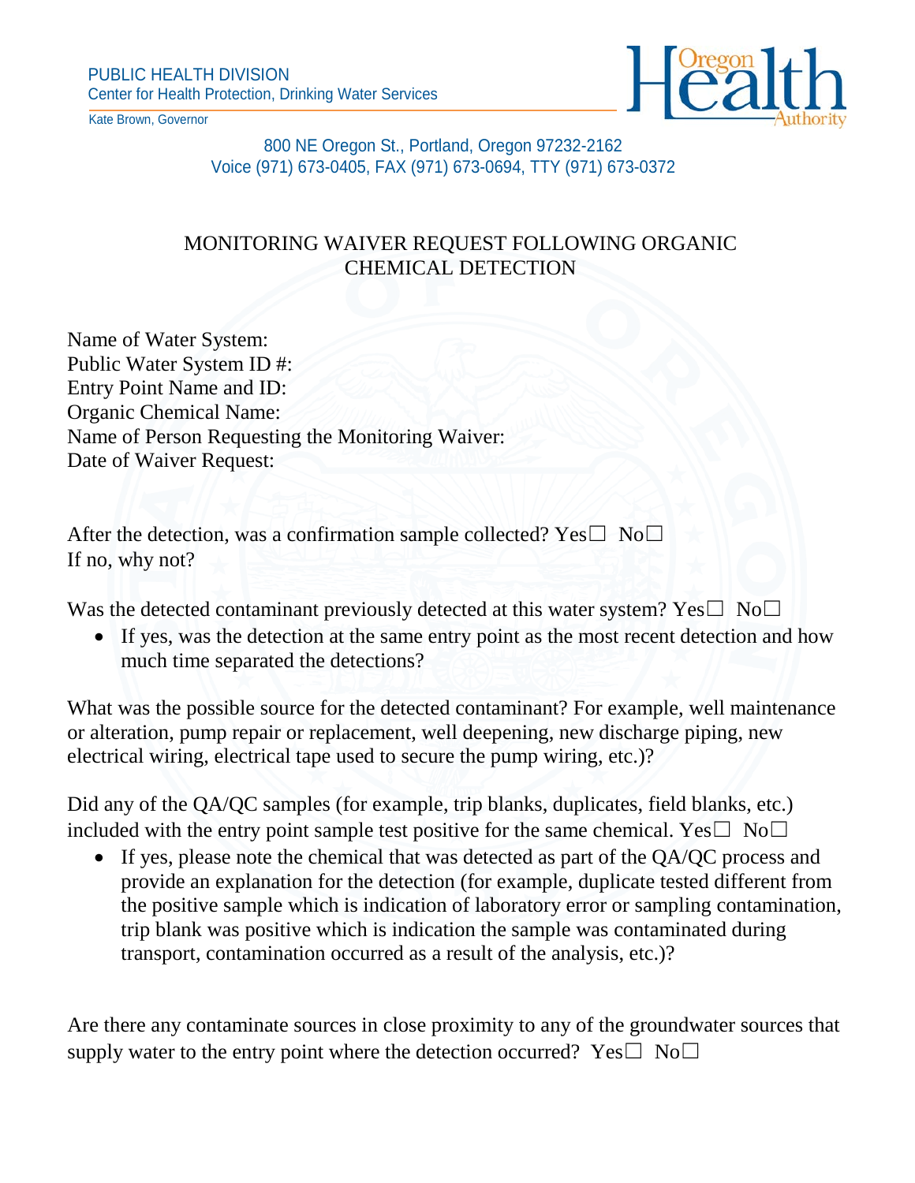PUBLIC HEALTH DIVISION
Center for Health Protection, Drinking Water Services

Kate Brown, Governor

800 NE Oregon St., Portland, Oregon 97232-2162
Voice (971) 673-0405, FAX (971) 673-0694, TTY (971) 673-0372

# MONITORING WAIVER REQUEST FOLLOWING ORGANIC CHEMICAL DETECTION

Name of Water System:
Public Water System ID #:
Entry Point Name and ID:
Organic Chemical Name:
Name of Person Requesting the Monitoring Waiver:
Date of Waiver Request:

After the detection, was a confirmation sample collected? Yes☐ No☐
If no, why not?

Was the detected contaminant previously detected at this water system? Yes☐ No☐

- If yes, was the detection at the same entry point as the most recent detection and how much time separated the detections?

What was the possible source for the detected contaminant? For example, well maintenance or alteration, pump repair or replacement, well deepening, new discharge piping, new electrical wiring, electrical tape used to secure the pump wiring, etc.)?

Did any of the QA/QC samples (for example, trip blanks, duplicates, field blanks, etc.) included with the entry point sample test positive for the same chemical. Yes☐ No☐

- If yes, please note the chemical that was detected as part of the QA/QC process and provide an explanation for the detection (for example, duplicate tested different from the positive sample which is indication of laboratory error or sampling contamination, trip blank was positive which is indication the sample was contaminated during transport, contamination occurred as a result of the analysis, etc.)?

Are there any contaminate sources in close proximity to any of the groundwater sources that supply water to the entry point where the detection occurred? Yes☐ No☐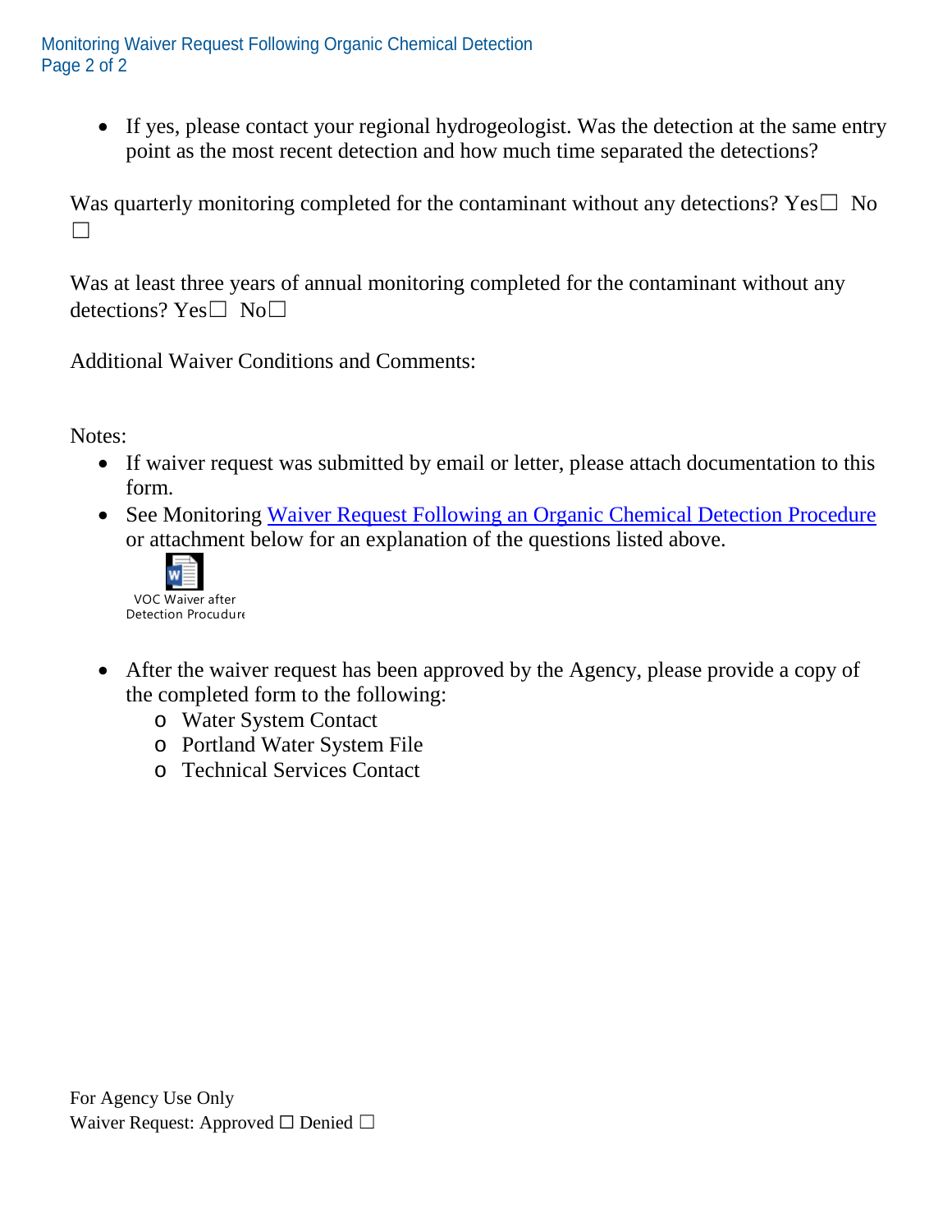- If yes, please contact your regional hydrogeologist. Was the detection at the same entry point as the most recent detection and how much time separated the detections?

Was quarterly monitoring completed for the contaminant without any detections? Yes☐ No ☐

Was at least three years of annual monitoring completed for the contaminant without any detections? Yes☐ No☐

Additional Waiver Conditions and Comments:

Notes:

- If waiver request was submitted by email or letter, please attach documentation to this form.
- See Monitoring Waiver Request Following an Organic Chemical Detection Procedure or attachment below for an explanation of the questions listed above.

  VOC Waiver after Detection Procudure

- After the waiver request has been approved by the Agency, please provide a copy of the completed form to the following:
  - Water System Contact
  - Portland Water System File
  - Technical Services Contact

For Agency Use Only
Waiver Request: Approved ☐ Denied ☐